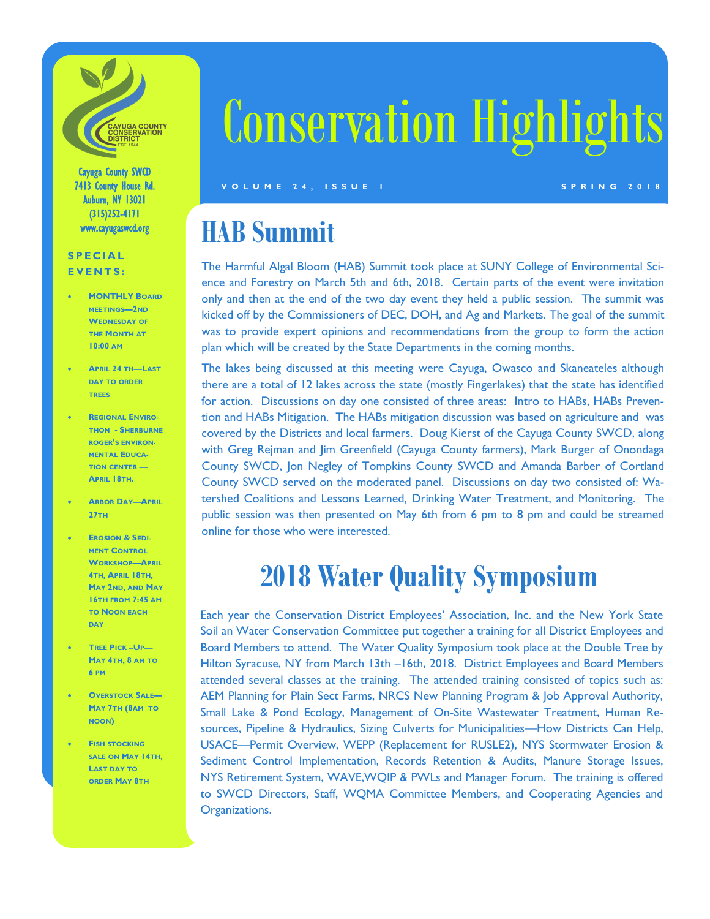# Conservation Highlights

VOLUME 24, ISSUE 1 SPRING 2018

Cayuga County SWCD
7413 County House Rd.
Auburn, NY 13021
(315)252-4171
www.cayugaswcd.org

**SPECIAL EVENTS:**

- MONTHLY Board meetings—2nd Wednesday of the Month at 10:00 am
- April 24 th—Last day to order trees
- Regional Envirothon - Sherburne Roger's Environmental Education Center — April 18th.
- Arbor Day—April 27th
- Erosion & Sediment Control Workshop—April 4th, April 18th, May 2nd, and May 16th from 7:45 am to Noon each day
- Tree Pick –Up—May 4th, 8 am to 6 pm
- Overstock Sale—May 7th (8am to noon)
- Fish stocking sale on May 14th, Last day to order May 8th

## HAB Summit

The Harmful Algal Bloom (HAB) Summit took place at SUNY College of Environmental Science and Forestry on March 5th and 6th, 2018. Certain parts of the event were invitation only and then at the end of the two day event they held a public session. The summit was kicked off by the Commissioners of DEC, DOH, and Ag and Markets. The goal of the summit was to provide expert opinions and recommendations from the group to form the action plan which will be created by the State Departments in the coming months.

The lakes being discussed at this meeting were Cayuga, Owasco and Skaneateles although there are a total of 12 lakes across the state (mostly Fingerlakes) that the state has identified for action. Discussions on day one consisted of three areas: Intro to HABs, HABs Prevention and HABs Mitigation. The HABs mitigation discussion was based on agriculture and was covered by the Districts and local farmers. Doug Kierst of the Cayuga County SWCD, along with Greg Rejman and Jim Greenfield (Cayuga County farmers), Mark Burger of Onondaga County SWCD, Jon Negley of Tompkins County SWCD and Amanda Barber of Cortland County SWCD served on the moderated panel. Discussions on day two consisted of: Watershed Coalitions and Lessons Learned, Drinking Water Treatment, and Monitoring. The public session was then presented on May 6th from 6 pm to 8 pm and could be streamed online for those who were interested.

## 2018 Water Quality Symposium

Each year the Conservation District Employees' Association, Inc. and the New York State Soil an Water Conservation Committee put together a training for all District Employees and Board Members to attend. The Water Quality Symposium took place at the Double Tree by Hilton Syracuse, NY from March 13th –16th, 2018. District Employees and Board Members attended several classes at the training. The attended training consisted of topics such as: AEM Planning for Plain Sect Farms, NRCS New Planning Program & Job Approval Authority, Small Lake & Pond Ecology, Management of On-Site Wastewater Treatment, Human Resources, Pipeline & Hydraulics, Sizing Culverts for Municipalities—How Districts Can Help, USACE—Permit Overview, WEPP (Replacement for RUSLE2), NYS Stormwater Erosion & Sediment Control Implementation, Records Retention & Audits, Manure Storage Issues, NYS Retirement System, WAVE,WQIP & PWLs and Manager Forum. The training is offered to SWCD Directors, Staff, WQMA Committee Members, and Cooperating Agencies and Organizations.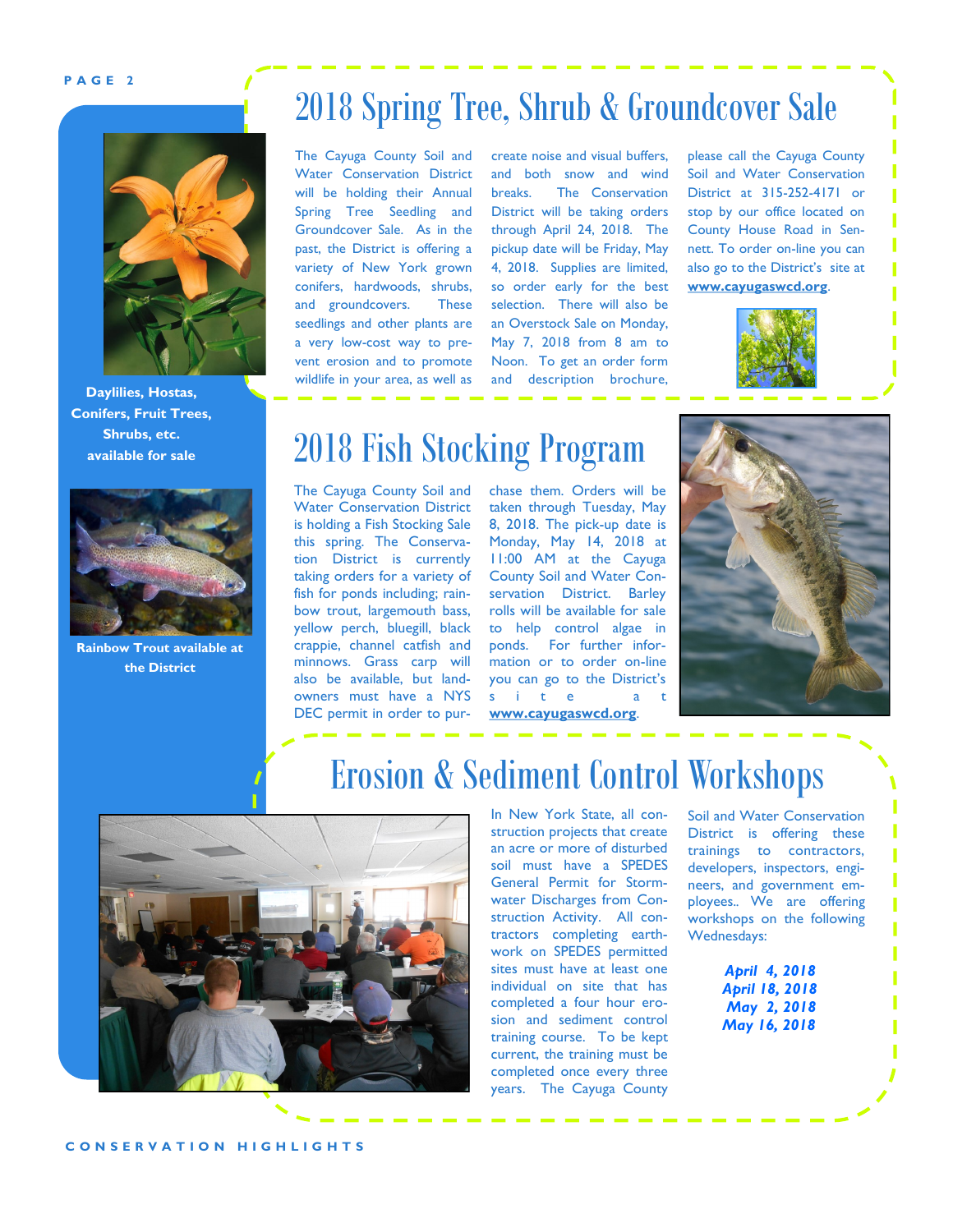## 2018 Spring Tree, Shrub & Groundcover Sale

The Cayuga County Soil and Water Conservation District will be holding their Annual Spring Tree Seedling and Groundcover Sale. As in the past, the District is offering a variety of New York grown conifers, hardwoods, shrubs, and groundcovers. These seedlings and other plants are a very low-cost way to prevent erosion and to promote wildlife in your area, as well as create noise and visual buffers, and both snow and wind breaks. The Conservation District will be taking orders through April 24, 2018. The pickup date will be Friday, May 4, 2018. Supplies are limited, so order early for the best selection. There will also be an Overstock Sale on Monday, May 7, 2018 from 8 am to Noon. To get an order form and description brochure, please call the Cayuga County Soil and Water Conservation District at 315-252-4171 or stop by our office located on County House Road in Sennett. To order on-line you can also go to the District's site at **www.cayugaswcd.org**.

**Daylilies, Hostas, Conifers, Fruit Trees, Shrubs, etc. available for sale**

## 2018 Fish Stocking Program

The Cayuga County Soil and Water Conservation District is holding a Fish Stocking Sale this spring. The Conservation District is currently taking orders for a variety of fish for ponds including; rainbow trout, largemouth bass, yellow perch, bluegill, black crappie, channel catfish and minnows. Grass carp will also be available, but landowners must have a NYS DEC permit in order to purchase them. Orders will be taken through Tuesday, May 8, 2018. The pick-up date is Monday, May 14, 2018 at 11:00 AM at the Cayuga County Soil and Water Conservation District. Barley rolls will be available for sale to help control algae in ponds. For further information or to order on-line you can go to the District's site at **www.cayugaswcd.org**.

**Rainbow Trout available at the District**

## Erosion & Sediment Control Workshops

In New York State, all construction projects that create an acre or more of disturbed soil must have a SPEDES General Permit for Stormwater Discharges from Construction Activity. All contractors completing earthwork on SPEDES permitted sites must have at least one individual on site that has completed a four hour erosion and sediment control training course. To be kept current, the training must be completed once every three years. The Cayuga County Soil and Water Conservation District is offering these trainings to contractors, developers, inspectors, engineers, and government employees.. We are offering workshops on the following Wednesdays:

***April 4, 2018***
***April 18, 2018***
***May 2, 2018***
***May 16, 2018***